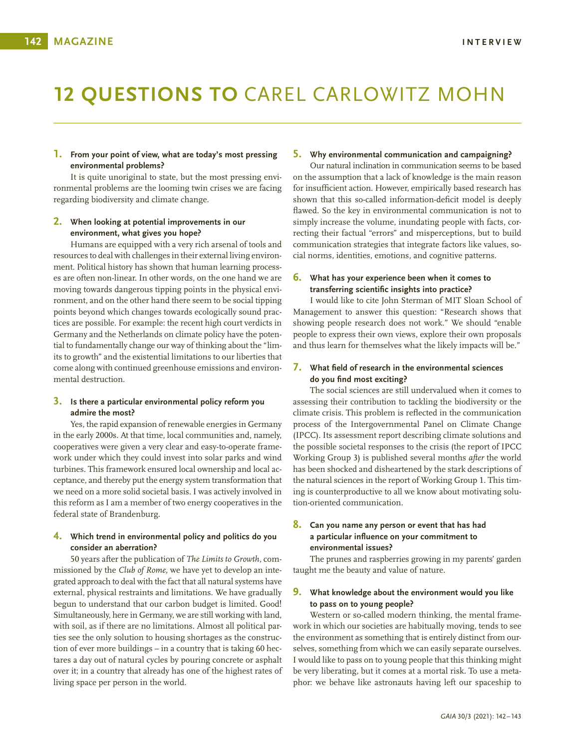# 12 QUESTIONS TO CAREL CARLOWITZ MOHN

**1. From your point of view, what are today's most pressing environmental problems?**

It is quite unoriginal to state, but the most pressing environmental problems are the looming twin crises we are facing regarding biodiversity and climate change.

**2. When looking at potential improvements in our environment, what gives you hope?**

Humans are equipped with a very rich arsenal of tools and resources to deal with challenges in their external living environment. Political history has shown that human learning processes are often non-linear. In other words, on the one hand we are moving towards dangerous tipping points in the physical environment, and on the other hand there seem to be social tipping points beyond which changes towards ecologically sound practices are possible. For example: the recent high court verdicts in Germany and the Netherlands on climate policy have the potential to fundamentally change our way of thinking about the "limits to growth" and the existential limitations to our liberties that come along with continued greenhouse emissions and environmental destruction.

**3. Is there a particular environmental policy reform you admire the most?**

Yes, the rapid expansion of renewable energies in Germany in the early 2000s. At that time, local communities and, namely, cooperatives were given a very clear and easy-to-operate framework under which they could invest into solar parks and wind turbines. This framework ensured local ownership and local acceptance, and thereby put the energy system transformation that we need on a more solid societal basis. I was actively involved in this reform as I am a member of two energy cooperatives in the federal state of Brandenburg.

**4. Which trend in environmental policy and politics do you consider an aberration?**

50 years after the publication of *The Limits to Growth,* commissioned by the *Club of Rome,* we have yet to develop an integrated approach to deal with the fact that all natural systems have external, physical restraints and limitations. We have gradually begun to understand that our carbon budget is limited. Good! Simultaneously, here in Germany, we are still working with land, with soil, as if there are no limitations. Almost all political parties see the only solution to housing shortages as the construction of ever more buildings – in a country that is taking 60 hectares a day out of natural cycles by pouring concrete or asphalt over it; in a country that already has one of the highest rates of living space per person in the world.

**5. Why environmental communication and campaigning?**

Our natural inclination in communication seems to be based on the assumption that a lack of knowledge is the main reason for insufficient action. However, empirically based research has shown that this so-called information-deficit model is deeply flawed. So the key in environmental communication is not to simply increase the volume, inundating people with facts, correcting their factual "errors" and misperceptions, but to build communication strategies that integrate factors like values, social norms, identities, emotions, and cognitive patterns.

**6. What has your experience been when it comes to transferring scientific insights into practice?**

I would like to cite John Sterman of MIT Sloan School of Management to answer this question: "Research shows that showing people research does not work." We should "enable people to express their own views, explore their own proposals and thus learn for themselves what the likely impacts will be."

**7. What field of research in the environmental sciences do you find most exciting?**

The social sciences are still undervalued when it comes to assessing their contribution to tackling the biodiversity or the climate crisis. This problem is reflected in the communication process of the Intergovernmental Panel on Climate Change (IPCC). Its assessment report describing climate solutions and the possible societal responses to the crisis (the report of IPCC Working Group 3) is published several months *after* the world has been shocked and disheartened by the stark descriptions of the natural sciences in the report of Working Group 1. This timing is counterproductive to all we know about motivating solution-oriented communication.

**8. Can you name any person or event that has had a particular influence on your commitment to environmental issues?**

The prunes and raspberries growing in my parents' garden taught me the beauty and value of nature.

**9. What knowledge about the environment would you like to pass on to young people?**

Western or so-called modern thinking, the mental framework in which our societies are habitually moving, tends to see the environment as something that is entirely distinct from ourselves, something from which we can easily separate ourselves. I would like to pass on to young people that this thinking might be very liberating, but it comes at a mortal risk. To use a metaphor: we behave like astronauts having left our spaceship to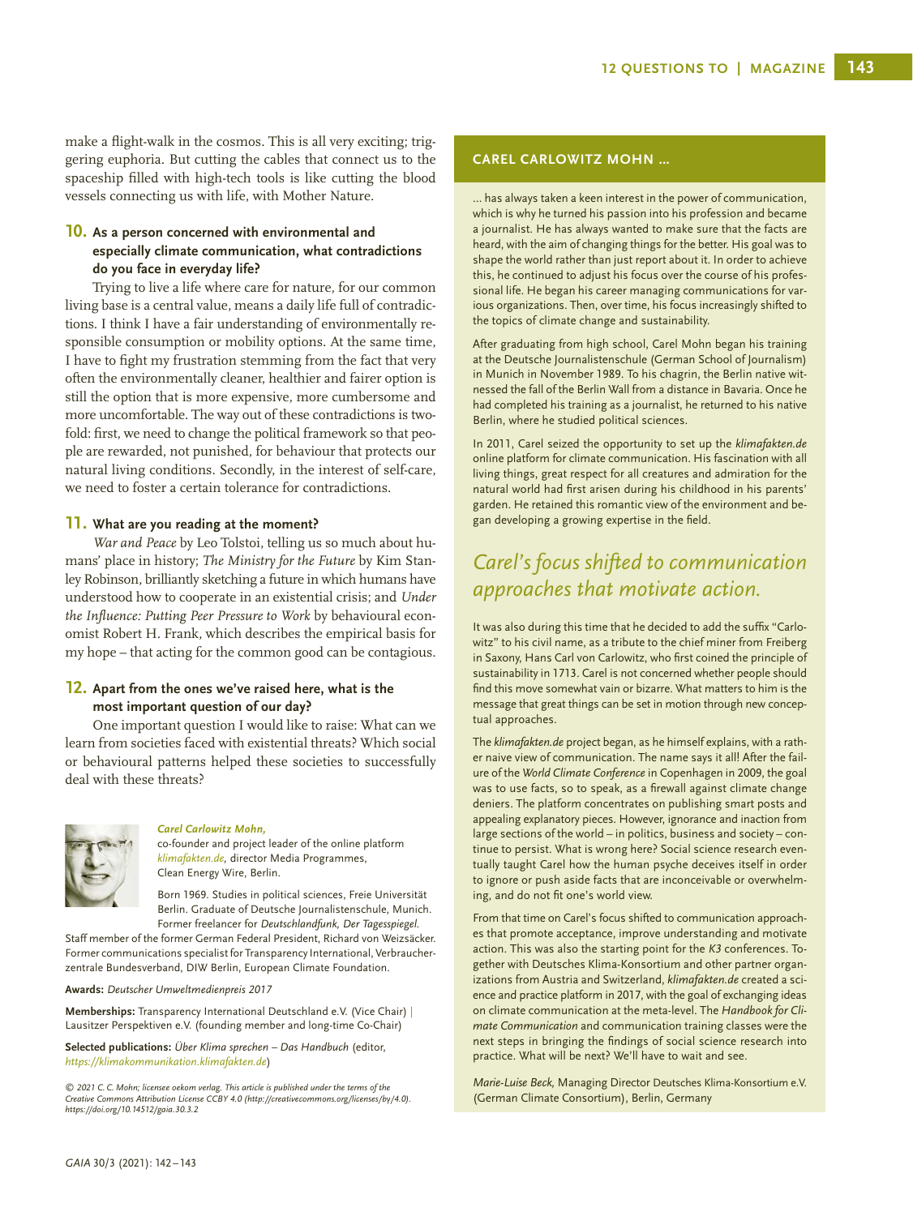make a flight-walk in the cosmos. This is all very exciting; triggering euphoria. But cutting the cables that connect us to the spaceship filled with high-tech tools is like cutting the blood vessels connecting us with life, with Mother Nature.

### 10. As a person concerned with environmental and especially climate communication, what contradictions do you face in everyday life?

Trying to live a life where care for nature, for our common living base is a central value, means a daily life full of contradictions. I think I have a fair understanding of environmentally responsible consumption or mobility options. At the same time, I have to fight my frustration stemming from the fact that very often the environmentally cleaner, healthier and fairer option is still the option that is more expensive, more cumbersome and more uncomfortable. The way out of these contradictions is twofold: first, we need to change the political framework so that people are rewarded, not punished, for behaviour that protects our natural living conditions. Secondly, in the interest of self-care, we need to foster a certain tolerance for contradictions.

### 11. What are you reading at the moment?

*War and Peace* by Leo Tolstoi, telling us so much about humans' place in history; *The Ministry for the Future* by Kim Stanley Robinson, brilliantly sketching a future in which humans have understood how to cooperate in an existential crisis; and *Under the Influence: Putting Peer Pressure to Work* by behavioural economist Robert H. Frank, which describes the empirical basis for my hope – that acting for the common good can be contagious.

### 12. Apart from the ones we've raised here, what is the most important question of our day?

One important question I would like to raise: What can we learn from societies faced with existential threats? Which social or behavioural patterns helped these societies to successfully deal with these threats?

***Carel Carlowitz Mohn,*** co-founder and project leader of the online platform *klimafakten.de*, director Media Programmes, Clean Energy Wire, Berlin.

Born 1969. Studies in political sciences, Freie Universität Berlin. Graduate of Deutsche Journalistenschule, Munich. Former freelancer for *Deutschlandfunk, Der Tagesspiegel.* Staff member of the former German Federal President, Richard von Weizsäcker. Former communications specialist for Transparency International, Verbraucherzentrale Bundesverband, DIW Berlin, European Climate Foundation.

**Awards:** *Deutscher Umweltmedienpreis 2017*

**Memberships:** Transparency International Deutschland e.V. (Vice Chair) | Lausitzer Perspektiven e.V. (founding member and long-time Co-Chair)

**Selected publications:** *Über Klima sprechen – Das Handbuch* (editor, *https://klimakommunikation.klimafakten.de*)

*© 2021 C. C. Mohn; licensee oekom verlag. This article is published under the terms of the Creative Commons Attribution License CCBY 4.0 (http://creativecommons.org/licenses/by/4.0). https://doi.org/10.14512/gaia.30.3.2*

## CAREL CARLOWITZ MOHN ...

... has always taken a keen interest in the power of communication, which is why he turned his passion into his profession and became a journalist. He has always wanted to make sure that the facts are heard, with the aim of changing things for the better. His goal was to shape the world rather than just report about it. In order to achieve this, he continued to adjust his focus over the course of his professional life. He began his career managing communications for various organizations. Then, over time, his focus increasingly shifted to the topics of climate change and sustainability.

After graduating from high school, Carel Mohn began his training at the Deutsche Journalistenschule (German School of Journalism) in Munich in November 1989. To his chagrin, the Berlin native witnessed the fall of the Berlin Wall from a distance in Bavaria. Once he had completed his training as a journalist, he returned to his native Berlin, where he studied political sciences.

In 2011, Carel seized the opportunity to set up the *klimafakten.de* online platform for climate communication. His fascination with all living things, great respect for all creatures and admiration for the natural world had first arisen during his childhood in his parents' garden. He retained this romantic view of the environment and began developing a growing expertise in the field.

*Carel's focus shifted to communication approaches that motivate action.*

It was also during this time that he decided to add the suffix "Carlowitz" to his civil name, as a tribute to the chief miner from Freiberg in Saxony, Hans Carl von Carlowitz, who first coined the principle of sustainability in 1713. Carel is not concerned whether people should find this move somewhat vain or bizarre. What matters to him is the message that great things can be set in motion through new conceptual approaches.

The *klimafakten.de* project began, as he himself explains, with a rather naive view of communication. The name says it all! After the failure of the *World Climate Conference* in Copenhagen in 2009, the goal was to use facts, so to speak, as a firewall against climate change deniers. The platform concentrates on publishing smart posts and appealing explanatory pieces. However, ignorance and inaction from large sections of the world – in politics, business and society – continue to persist. What is wrong here? Social science research eventually taught Carel how the human psyche deceives itself in order to ignore or push aside facts that are inconceivable or overwhelming, and do not fit one's world view.

From that time on Carel's focus shifted to communication approaches that promote acceptance, improve understanding and motivate action. This was also the starting point for the *K3* conferences. Together with Deutsches Klima-Konsortium and other partner organizations from Austria and Switzerland, *klimafakten.de* created a science and practice platform in 2017, with the goal of exchanging ideas on climate communication at the meta-level. The *Handbook for Climate Communication* and communication training classes were the next steps in bringing the findings of social science research into practice. What will be next? We'll have to wait and see.

*Marie-Luise Beck,* Managing Director Deutsches Klima-Konsortium e.V. (German Climate Consortium), Berlin, Germany